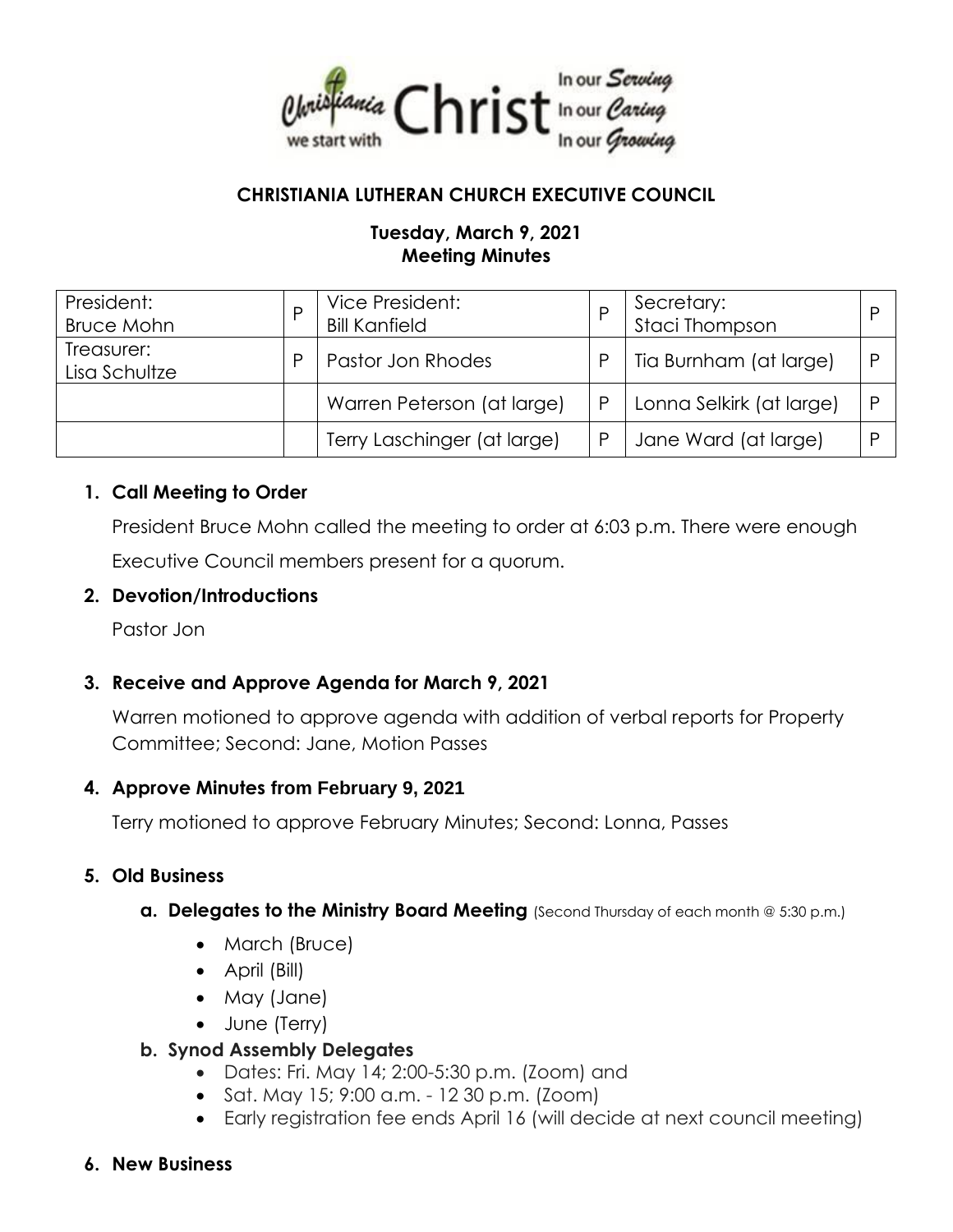Christiania we start with Christ — In our *Serving* In our *Caring* In our *Growing*

**CHRISTIANIA LUTHERAN CHURCH EXECUTIVE COUNCIL**

**Tuesday, March 9, 2021**
**Meeting Minutes**

| | | | | | |
|---|---|---|---|---|---|
| President: Bruce Mohn | P | Vice President: Bill Kanfield | P | Secretary: Staci Thompson | P |
| Treasurer: Lisa Schultze | P | Pastor Jon Rhodes | P | Tia Burnham (at large) | P |
| | | Warren Peterson (at large) | P | Lonna Selkirk (at large) | P |
| | | Terry Laschinger (at large) | P | Jane Ward (at large) | P |

1. **Call Meeting to Order**

   President Bruce Mohn called the meeting to order at 6:03 p.m. There were enough Executive Council members present for a quorum.

2. **Devotion/Introductions**

   Pastor Jon

3. **Receive and Approve Agenda for March 9, 2021**

   Warren motioned to approve agenda with addition of verbal reports for Property Committee; Second: Jane, Motion Passes

4. **Approve Minutes from February 9, 2021**

   Terry motioned to approve February Minutes; Second: Lonna, Passes

5. **Old Business**

   a. **Delegates to the Ministry Board Meeting** (Second Thursday of each month @ 5:30 p.m.)
      - March (Bruce)
      - April (Bill)
      - May (Jane)
      - June (Terry)

   b. **Synod Assembly Delegates**
      - Dates: Fri. May 14; 2:00-5:30 p.m. (Zoom) and
      - Sat. May 15; 9:00 a.m. - 12 30 p.m. (Zoom)
      - Early registration fee ends April 16 (will decide at next council meeting)

6. **New Business**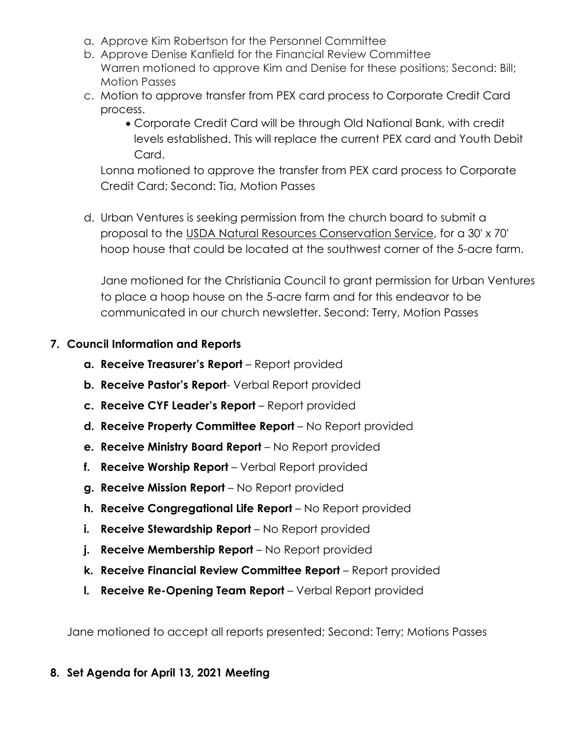a. Approve Kim Robertson for the Personnel Committee
b. Approve Denise Kanfield for the Financial Review Committee
   Warren motioned to approve Kim and Denise for these positions; Second: Bill; Motion Passes
c. Motion to approve transfer from PEX card process to Corporate Credit Card process.
   - Corporate Credit Card will be through Old National Bank, with credit levels established. This will replace the current PEX card and Youth Debit Card.

   Lonna motioned to approve the transfer from PEX card process to Corporate Credit Card; Second: Tia, Motion Passes

d. Urban Ventures is seeking permission from the church board to submit a proposal to the USDA Natural Resources Conservation Service, for a 30' x 70' hoop house that could be located at the southwest corner of the 5-acre farm.

   Jane motioned for the Christiania Council to grant permission for Urban Ventures to place a hoop house on the 5-acre farm and for this endeavor to be communicated in our church newsletter. Second: Terry, Motion Passes

**7. Council Information and Reports**

a. **Receive Treasurer's Report** – Report provided
b. **Receive Pastor's Report**- Verbal Report provided
c. **Receive CYF Leader's Report** – Report provided
d. **Receive Property Committee Report** – No Report provided
e. **Receive Ministry Board Report** – No Report provided
f. **Receive Worship Report** – Verbal Report provided
g. **Receive Mission Report** – No Report provided
h. **Receive Congregational Life Report** – No Report provided
i. **Receive Stewardship Report** – No Report provided
j. **Receive Membership Report** – No Report provided
k. **Receive Financial Review Committee Report** – Report provided
l. **Receive Re-Opening Team Report** – Verbal Report provided

Jane motioned to accept all reports presented; Second: Terry; Motions Passes

**8. Set Agenda for April 13, 2021 Meeting**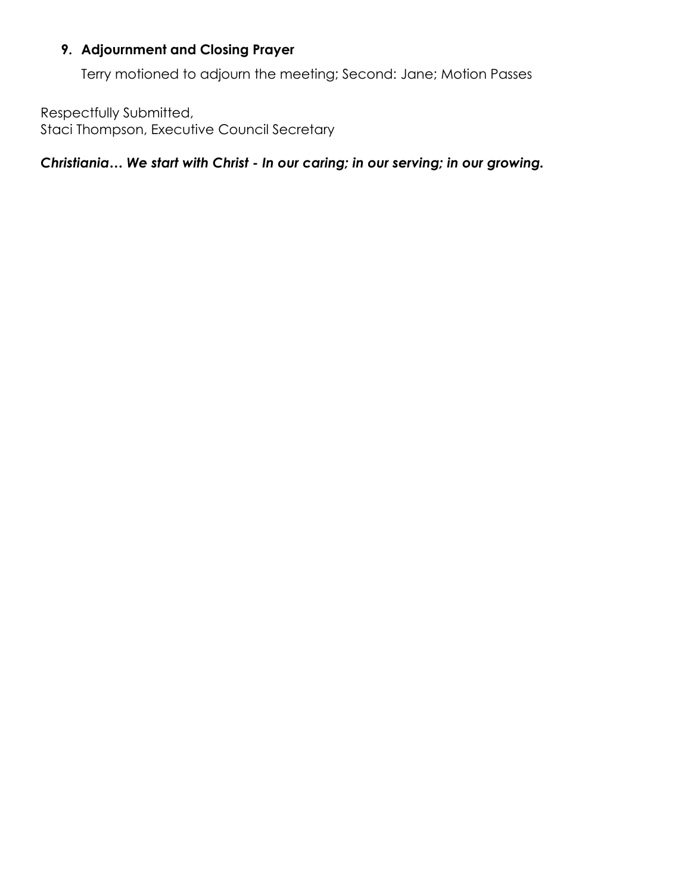## 9. Adjournment and Closing Prayer

Terry motioned to adjourn the meeting; Second: Jane; Motion Passes

Respectfully Submitted,
Staci Thompson, Executive Council Secretary

***Christiania… We start with Christ - In our caring; in our serving; in our growing.***